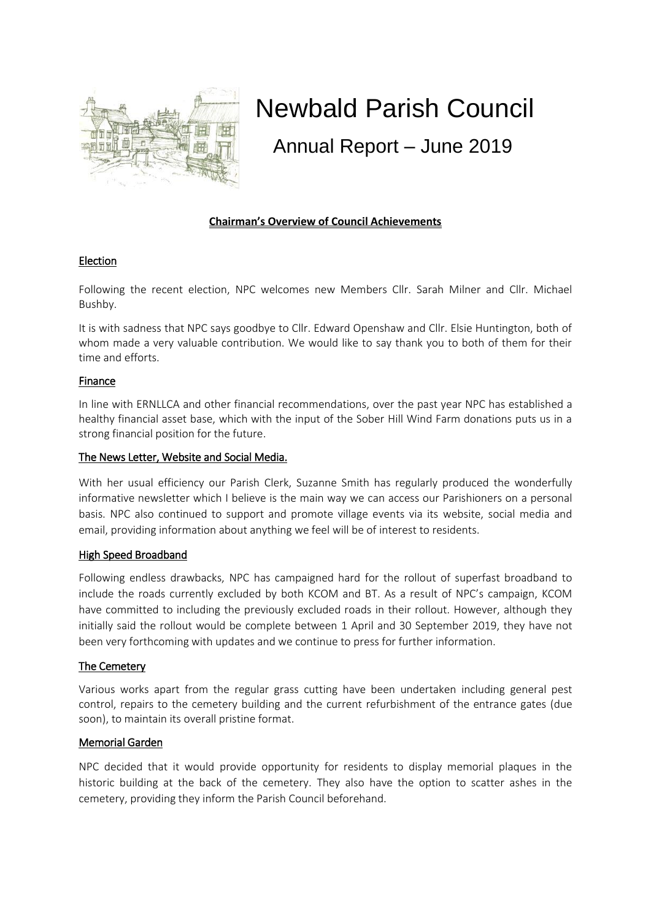# Newbald Parish Council

## Annual Report – June 2019

### Chairman's Overview of Council Achievements

#### Election

Following the recent election, NPC welcomes new Members Cllr. Sarah Milner and Cllr. Michael Bushby.

It is with sadness that NPC says goodbye to Cllr. Edward Openshaw and Cllr. Elsie Huntington, both of whom made a very valuable contribution. We would like to say thank you to both of them for their time and efforts.

#### Finance

In line with ERNLLCA and other financial recommendations, over the past year NPC has established a healthy financial asset base, which with the input of the Sober Hill Wind Farm donations puts us in a strong financial position for the future.

#### The News Letter, Website and Social Media.

With her usual efficiency our Parish Clerk, Suzanne Smith has regularly produced the wonderfully informative newsletter which I believe is the main way we can access our Parishioners on a personal basis. NPC also continued to support and promote village events via its website, social media and email, providing information about anything we feel will be of interest to residents.

#### High Speed Broadband

Following endless drawbacks, NPC has campaigned hard for the rollout of superfast broadband to include the roads currently excluded by both KCOM and BT. As a result of NPC's campaign, KCOM have committed to including the previously excluded roads in their rollout. However, although they initially said the rollout would be complete between 1 April and 30 September 2019, they have not been very forthcoming with updates and we continue to press for further information.

#### The Cemetery

Various works apart from the regular grass cutting have been undertaken including general pest control, repairs to the cemetery building and the current refurbishment of the entrance gates (due soon), to maintain its overall pristine format.

#### Memorial Garden

NPC decided that it would provide opportunity for residents to display memorial plaques in the historic building at the back of the cemetery. They also have the option to scatter ashes in the cemetery, providing they inform the Parish Council beforehand.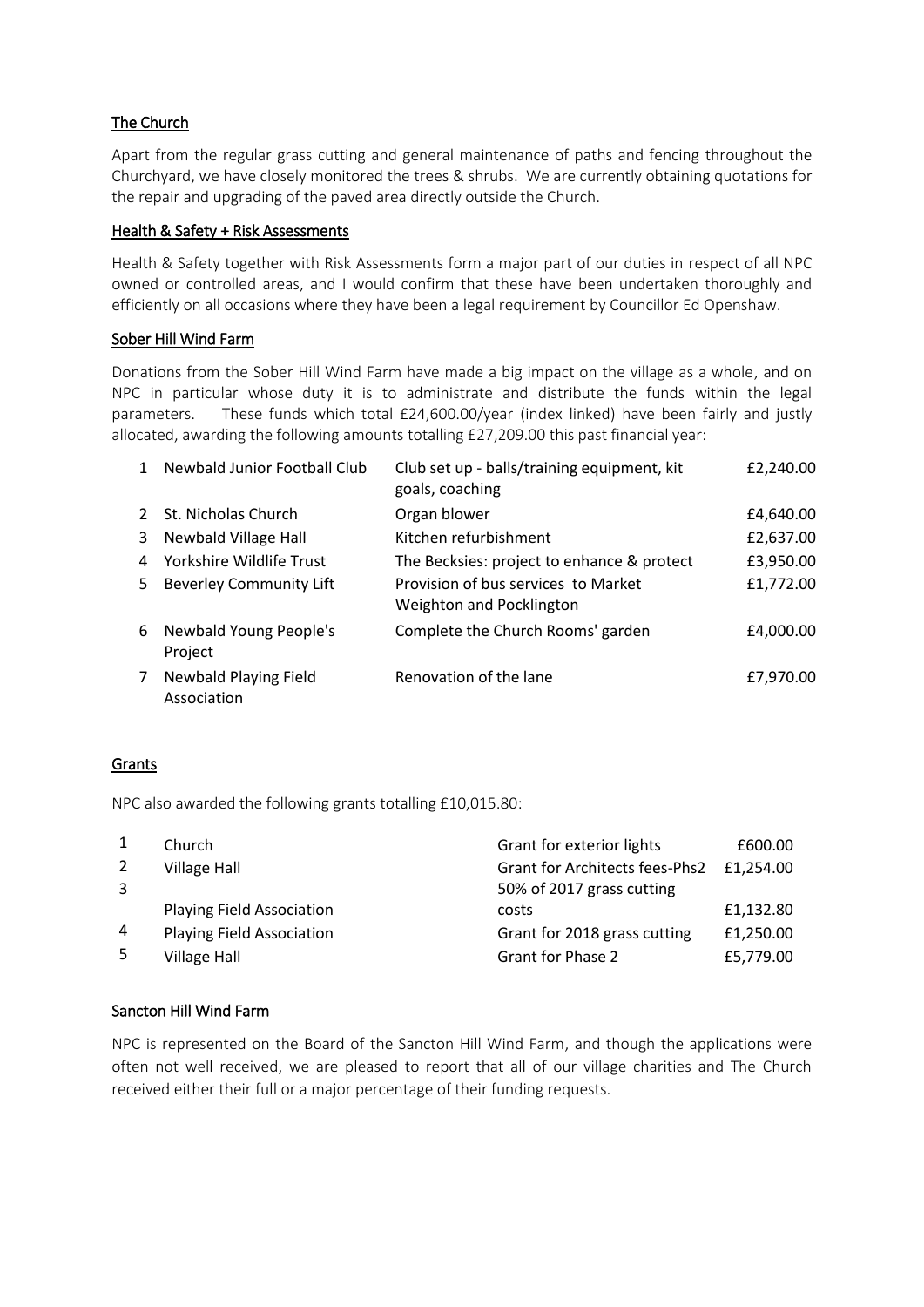## The Church

Apart from the regular grass cutting and general maintenance of paths and fencing throughout the Churchyard, we have closely monitored the trees & shrubs. We are currently obtaining quotations for the repair and upgrading of the paved area directly outside the Church.

## Health & Safety + Risk Assessments

Health & Safety together with Risk Assessments form a major part of our duties in respect of all NPC owned or controlled areas, and I would confirm that these have been undertaken thoroughly and efficiently on all occasions where they have been a legal requirement by Councillor Ed Openshaw.

## Sober Hill Wind Farm

Donations from the Sober Hill Wind Farm have made a big impact on the village as a whole, and on NPC in particular whose duty it is to administrate and distribute the funds within the legal parameters. These funds which total £24,600.00/year (index linked) have been fairly and justly allocated, awarding the following amounts totalling £27,209.00 this past financial year:

| | | | |
|---|---|---|---|
| 1 | Newbald Junior Football Club | Club set up - balls/training equipment, kit goals, coaching | £2,240.00 |
| 2 | St. Nicholas Church | Organ blower | £4,640.00 |
| 3 | Newbald Village Hall | Kitchen refurbishment | £2,637.00 |
| 4 | Yorkshire Wildlife Trust | The Becksies: project to enhance & protect | £3,950.00 |
| 5 | Beverley Community Lift | Provision of bus services to Market Weighton and Pocklington | £1,772.00 |
| 6 | Newbald Young People's Project | Complete the Church Rooms' garden | £4,000.00 |
| 7 | Newbald Playing Field Association | Renovation of the lane | £7,970.00 |

## Grants

NPC also awarded the following grants totalling £10,015.80:

| | | | |
|---|---|---|---|
| 1 | Church | Grant for exterior lights | £600.00 |
| 2 | Village Hall | Grant for Architects fees-Phs2 | £1,254.00 |
| 3 | Playing Field Association | 50% of 2017 grass cutting costs | £1,132.80 |
| 4 | Playing Field Association | Grant for 2018 grass cutting | £1,250.00 |
| 5 | Village Hall | Grant for Phase 2 | £5,779.00 |

## Sancton Hill Wind Farm

NPC is represented on the Board of the Sancton Hill Wind Farm, and though the applications were often not well received, we are pleased to report that all of our village charities and The Church received either their full or a major percentage of their funding requests.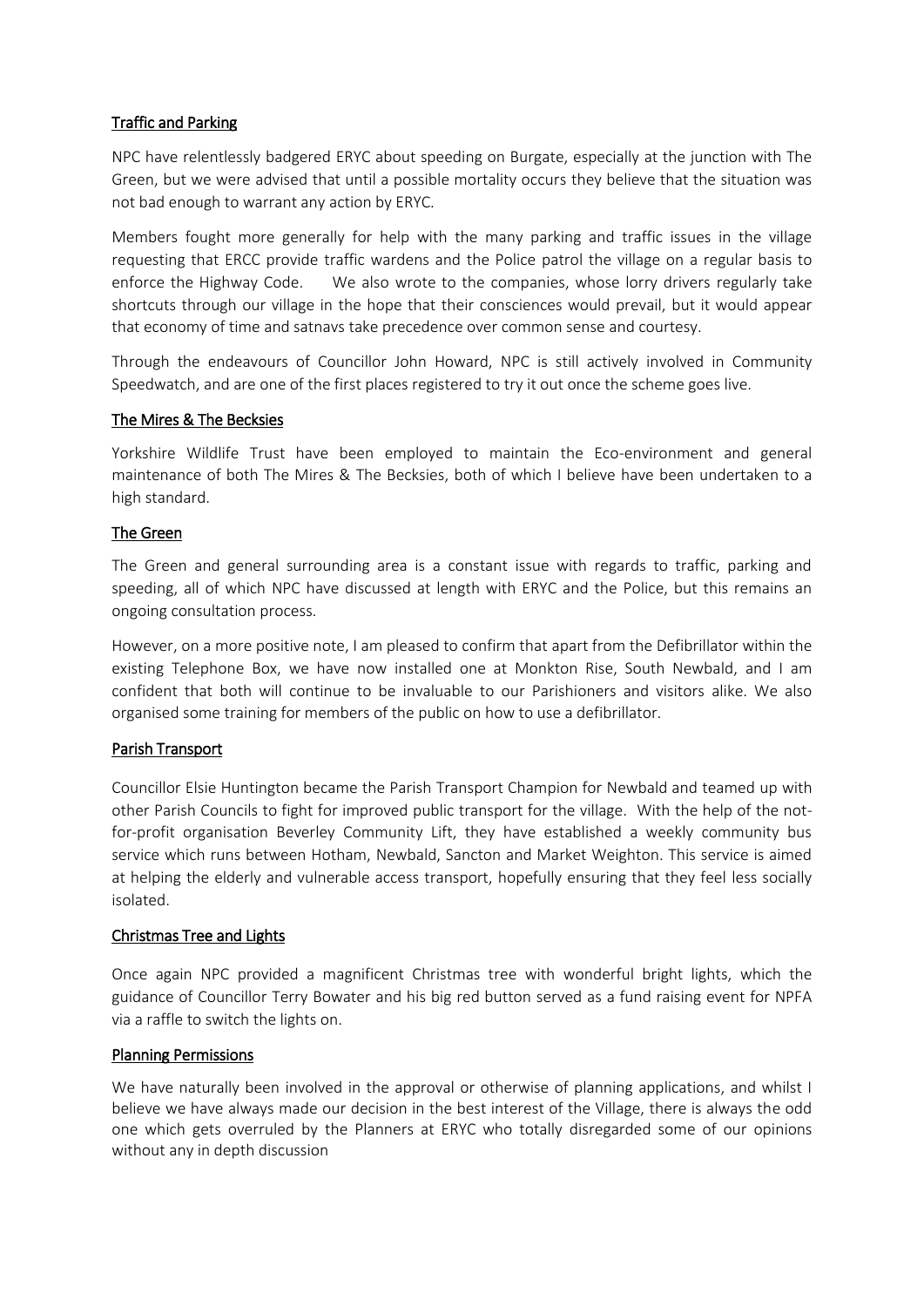## Traffic and Parking

NPC have relentlessly badgered ERYC about speeding on Burgate, especially at the junction with The Green, but we were advised that until a possible mortality occurs they believe that the situation was not bad enough to warrant any action by ERYC.

Members fought more generally for help with the many parking and traffic issues in the village requesting that ERCC provide traffic wardens and the Police patrol the village on a regular basis to enforce the Highway Code. We also wrote to the companies, whose lorry drivers regularly take shortcuts through our village in the hope that their consciences would prevail, but it would appear that economy of time and satnavs take precedence over common sense and courtesy.

Through the endeavours of Councillor John Howard, NPC is still actively involved in Community Speedwatch, and are one of the first places registered to try it out once the scheme goes live.

## The Mires & The Becksies

Yorkshire Wildlife Trust have been employed to maintain the Eco-environment and general maintenance of both The Mires & The Becksies, both of which I believe have been undertaken to a high standard.

## The Green

The Green and general surrounding area is a constant issue with regards to traffic, parking and speeding, all of which NPC have discussed at length with ERYC and the Police, but this remains an ongoing consultation process.

However, on a more positive note, I am pleased to confirm that apart from the Defibrillator within the existing Telephone Box, we have now installed one at Monkton Rise, South Newbald, and I am confident that both will continue to be invaluable to our Parishioners and visitors alike. We also organised some training for members of the public on how to use a defibrillator.

## Parish Transport

Councillor Elsie Huntington became the Parish Transport Champion for Newbald and teamed up with other Parish Councils to fight for improved public transport for the village. With the help of the not-for-profit organisation Beverley Community Lift, they have established a weekly community bus service which runs between Hotham, Newbald, Sancton and Market Weighton. This service is aimed at helping the elderly and vulnerable access transport, hopefully ensuring that they feel less socially isolated.

## Christmas Tree and Lights

Once again NPC provided a magnificent Christmas tree with wonderful bright lights, which the guidance of Councillor Terry Bowater and his big red button served as a fund raising event for NPFA via a raffle to switch the lights on.

## Planning Permissions

We have naturally been involved in the approval or otherwise of planning applications, and whilst I believe we have always made our decision in the best interest of the Village, there is always the odd one which gets overruled by the Planners at ERYC who totally disregarded some of our opinions without any in depth discussion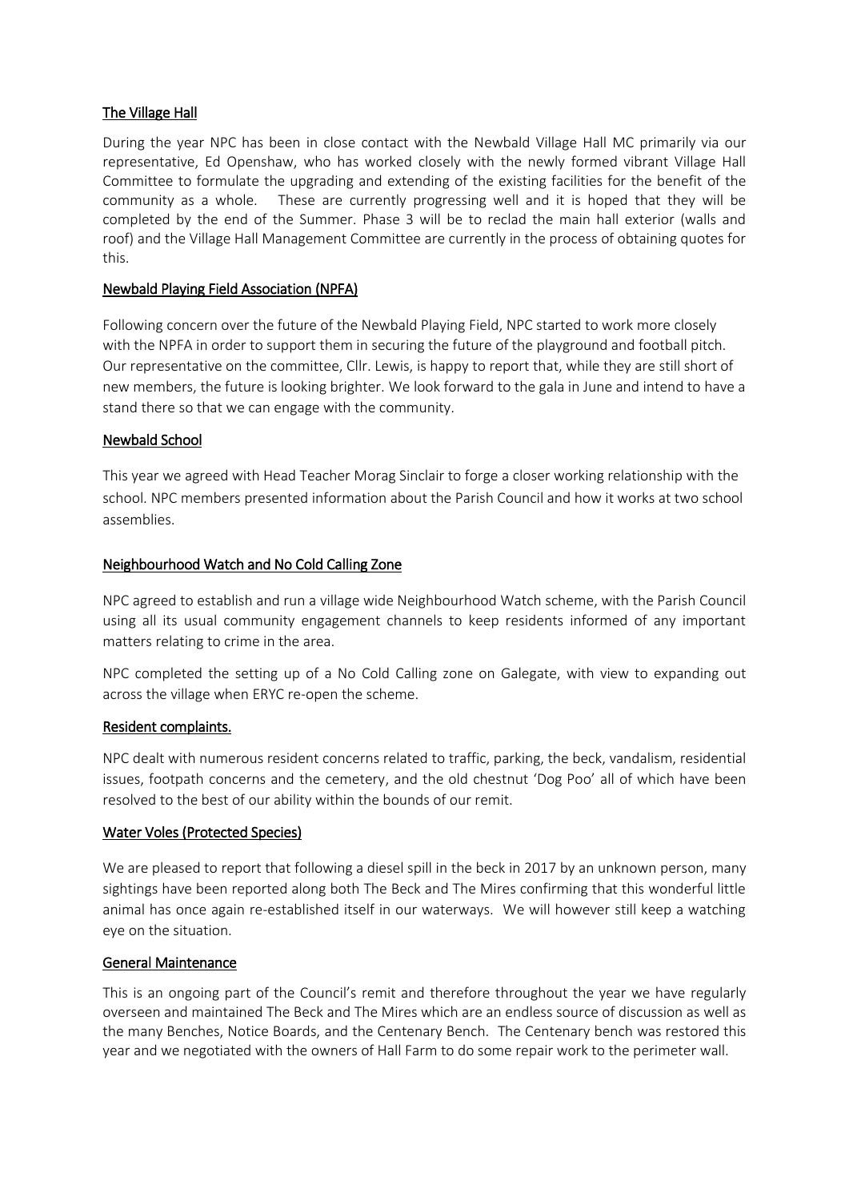## The Village Hall

During the year NPC has been in close contact with the Newbald Village Hall MC primarily via our representative, Ed Openshaw, who has worked closely with the newly formed vibrant Village Hall Committee to formulate the upgrading and extending of the existing facilities for the benefit of the community as a whole. These are currently progressing well and it is hoped that they will be completed by the end of the Summer. Phase 3 will be to reclad the main hall exterior (walls and roof) and the Village Hall Management Committee are currently in the process of obtaining quotes for this.

## Newbald Playing Field Association (NPFA)

Following concern over the future of the Newbald Playing Field, NPC started to work more closely with the NPFA in order to support them in securing the future of the playground and football pitch. Our representative on the committee, Cllr. Lewis, is happy to report that, while they are still short of new members, the future is looking brighter. We look forward to the gala in June and intend to have a stand there so that we can engage with the community.

## Newbald School

This year we agreed with Head Teacher Morag Sinclair to forge a closer working relationship with the school. NPC members presented information about the Parish Council and how it works at two school assemblies.

## Neighbourhood Watch and No Cold Calling Zone

NPC agreed to establish and run a village wide Neighbourhood Watch scheme, with the Parish Council using all its usual community engagement channels to keep residents informed of any important matters relating to crime in the area.

NPC completed the setting up of a No Cold Calling zone on Galegate, with view to expanding out across the village when ERYC re-open the scheme.

## Resident complaints.

NPC dealt with numerous resident concerns related to traffic, parking, the beck, vandalism, residential issues, footpath concerns and the cemetery, and the old chestnut 'Dog Poo' all of which have been resolved to the best of our ability within the bounds of our remit.

## Water Voles (Protected Species)

We are pleased to report that following a diesel spill in the beck in 2017 by an unknown person, many sightings have been reported along both The Beck and The Mires confirming that this wonderful little animal has once again re-established itself in our waterways. We will however still keep a watching eye on the situation.

## General Maintenance

This is an ongoing part of the Council's remit and therefore throughout the year we have regularly overseen and maintained The Beck and The Mires which are an endless source of discussion as well as the many Benches, Notice Boards, and the Centenary Bench. The Centenary bench was restored this year and we negotiated with the owners of Hall Farm to do some repair work to the perimeter wall.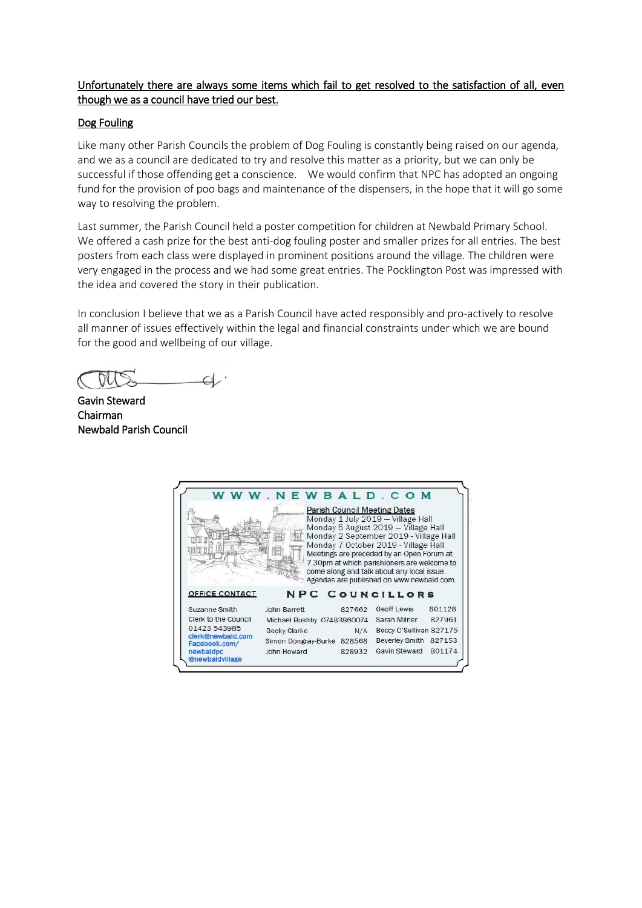Unfortunately there are always some items which fail to get resolved to the satisfaction of all, even though we as a council have tried our best.

## Dog Fouling

Like many other Parish Councils the problem of Dog Fouling is constantly being raised on our agenda, and we as a council are dedicated to try and resolve this matter as a priority, but we can only be successful if those offending get a conscience. We would confirm that NPC has adopted an ongoing fund for the provision of poo bags and maintenance of the dispensers, in the hope that it will go some way to resolving the problem.

Last summer, the Parish Council held a poster competition for children at Newbald Primary School. We offered a cash prize for the best anti-dog fouling poster and smaller prizes for all entries. The best posters from each class were displayed in prominent positions around the village. The children were very engaged in the process and we had some great entries. The Pocklington Post was impressed with the idea and covered the story in their publication.

In conclusion I believe that we as a Parish Council have acted responsibly and pro-actively to resolve all manner of issues effectively within the legal and financial constraints under which we are bound for the good and wellbeing of our village.

Gavin Steward
Chairman
Newbald Parish Council

**WWW.NEWBALD.COM**

**Parish Council Meeting Dates**
Monday 1 July 2019 – Village Hall
Monday 5 August 2019 – Village Hall
Monday 2 September 2019 - Village Hall
Monday 7 October 2019 - Village Hall
Meetings are preceded by an Open Forum at 7.30pm at which parishioners are welcome to come along and talk about any local issue. Agendas are published on www.newbald.com.

**OFFICE CONTACT**

Suzanne Smith
Clerk to the Council
01423 543985
clerk@newbald.com
Facebook.com/newbaldpc
@newbaldvillage

**NPC COUNCILLORS**

| Name | Phone | Name | Phone |
|---|---|---|---|
| John Barrett | 827662 | Geoff Lewis | 801128 |
| Michael Bushby | 07483860074 | Sarah Milner | 827961 |
| Becky Clarke | N/A | Beccy O'Sullivan | 827175 |
| Simon Dongray-Burke | 828568 | Beverley Smith | 827153 |
| John Howard | 828932 | Gavin Steward | 801174 |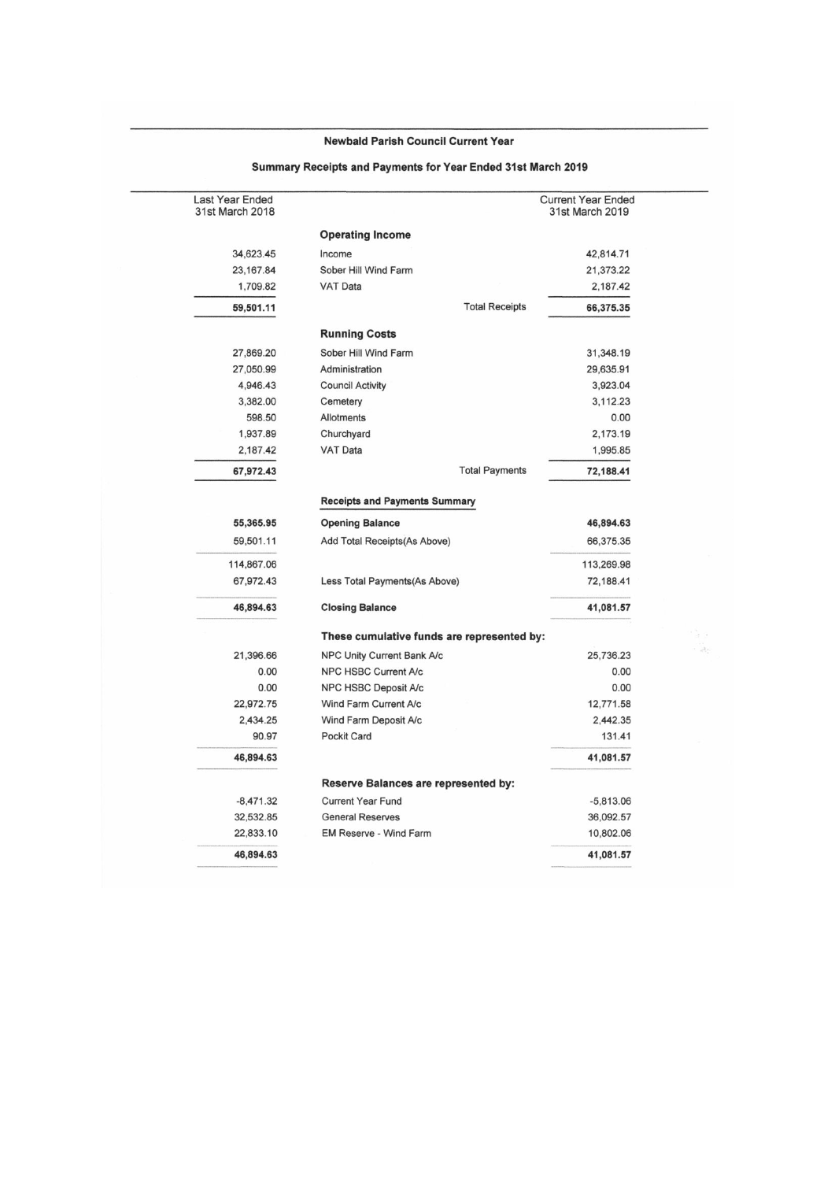## Newbald Parish Council Current Year

### Summary Receipts and Payments for Year Ended 31st March 2019

| Last Year Ended 31st March 2018 | | | Current Year Ended 31st March 2019 |
|---|---|---|---|
| | **Operating Income** | | |
| 34,623.45 | Income | | 42,814.71 |
| 23,167.84 | Sober Hill Wind Farm | | 21,373.22 |
| 1,709.82 | VAT Data | | 2,187.42 |
| **59,501.11** | | Total Receipts | **66,375.35** |
| | **Running Costs** | | |
| 27,869.20 | Sober Hill Wind Farm | | 31,348.19 |
| 27,050.99 | Administration | | 29,635.91 |
| 4,946.43 | Council Activity | | 3,923.04 |
| 3,382.00 | Cemetery | | 3,112.23 |
| 598.50 | Allotments | | 0.00 |
| 1,937.89 | Churchyard | | 2,173.19 |
| 2,187.42 | VAT Data | | 1,995.85 |
| **67,972.43** | | Total Payments | **72,188.41** |
| | **Receipts and Payments Summary** | | |
| **55,365.95** | **Opening Balance** | | **46,894.63** |
| 59,501.11 | Add Total Receipts(As Above) | | 66,375.35 |
| 114,867.06 | | | 113,269.98 |
| 67,972.43 | Less Total Payments(As Above) | | 72,188.41 |
| **46,894.63** | **Closing Balance** | | **41,081.57** |
| | **These cumulative funds are represented by:** | | |
| 21,396.66 | NPC Unity Current Bank A/c | | 25,736.23 |
| 0.00 | NPC HSBC Current A/c | | 0.00 |
| 0.00 | NPC HSBC Deposit A/c | | 0.00 |
| 22,972.75 | Wind Farm Current A/c | | 12,771.58 |
| 2,434.25 | Wind Farm Deposit A/c | | 2,442.35 |
| 90.97 | Pockit Card | | 131.41 |
| **46,894.63** | | | **41,081.57** |
| | **Reserve Balances are represented by:** | | |
| -8,471.32 | Current Year Fund | | -5,813.06 |
| 32,532.85 | General Reserves | | 36,092.57 |
| 22,833.10 | EM Reserve - Wind Farm | | 10,802.06 |
| **46,894.63** | | | **41,081.57** |